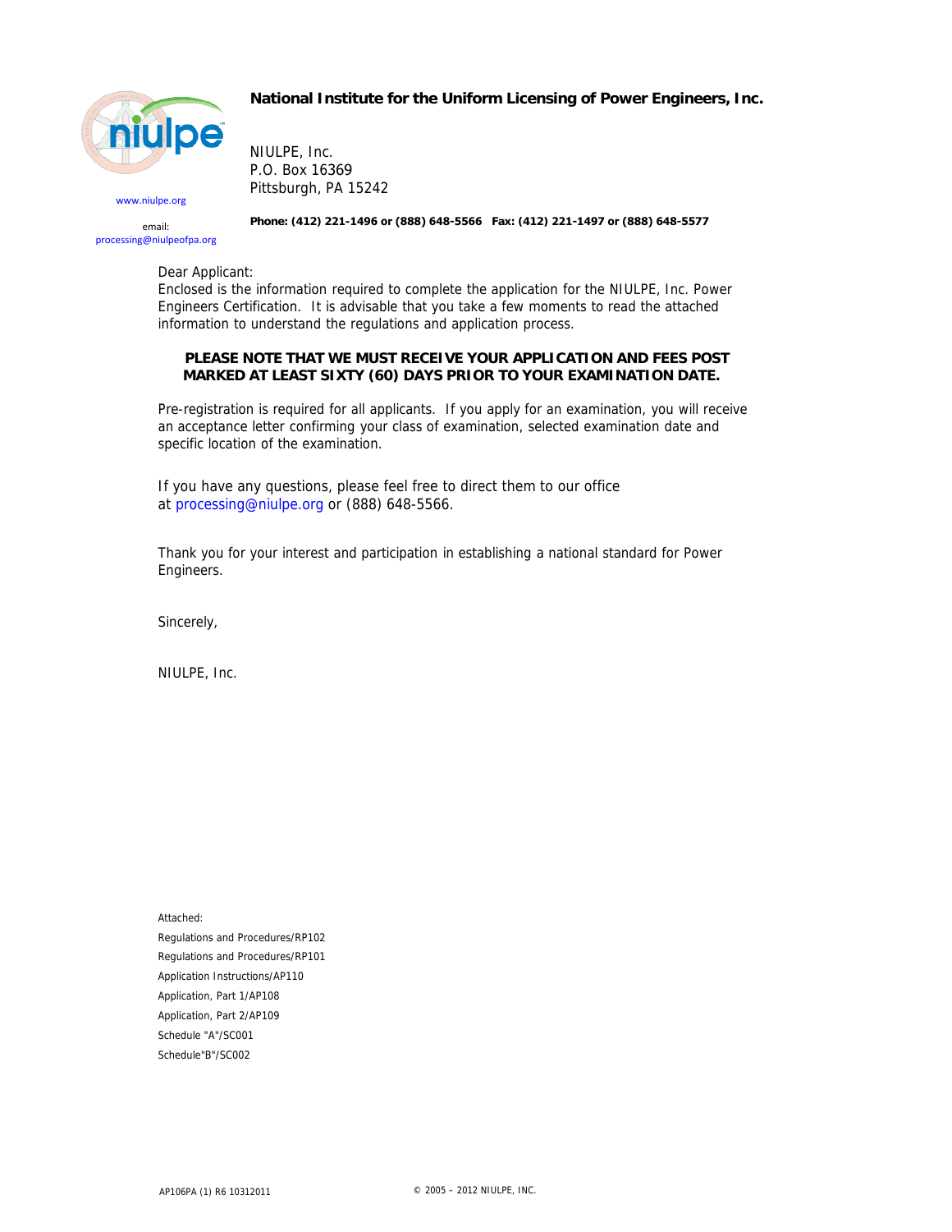**National Institute for the Uniform Licensing of Power Engineers, Inc.**

www.niulpe.org

email:
processing@niulpeofpa.org

NIULPE, Inc.
P.O. Box 16369
Pittsburgh, PA 15242

**Phone: (412) 221-1496 or (888) 648-5566 Fax: (412) 221-1497 or (888) 648-5577**

Dear Applicant:
Enclosed is the information required to complete the application for the NIULPE, Inc. Power Engineers Certification. It is advisable that you take a few moments to read the attached information to understand the regulations and application process.

**PLEASE NOTE THAT WE MUST RECEIVE YOUR APPLICATION AND FEES POST MARKED AT LEAST SIXTY (60) DAYS PRIOR TO YOUR EXAMINATION DATE.**

Pre-registration is required for all applicants. If you apply for an examination, you will receive an acceptance letter confirming your class of examination, selected examination date and specific location of the examination.

If you have any questions, please feel free to direct them to our office at processing@niulpe.org or (888) 648-5566.

Thank you for your interest and participation in establishing a national standard for Power Engineers.

Sincerely,

NIULPE, Inc.

Attached:
Regulations and Procedures/RP102
Regulations and Procedures/RP101
Application Instructions/AP110
Application, Part 1/AP108
Application, Part 2/AP109
Schedule "A"/SC001
Schedule"B"/SC002

AP106PA (1) R6 10312011

© 2005 – 2012 NIULPE, INC.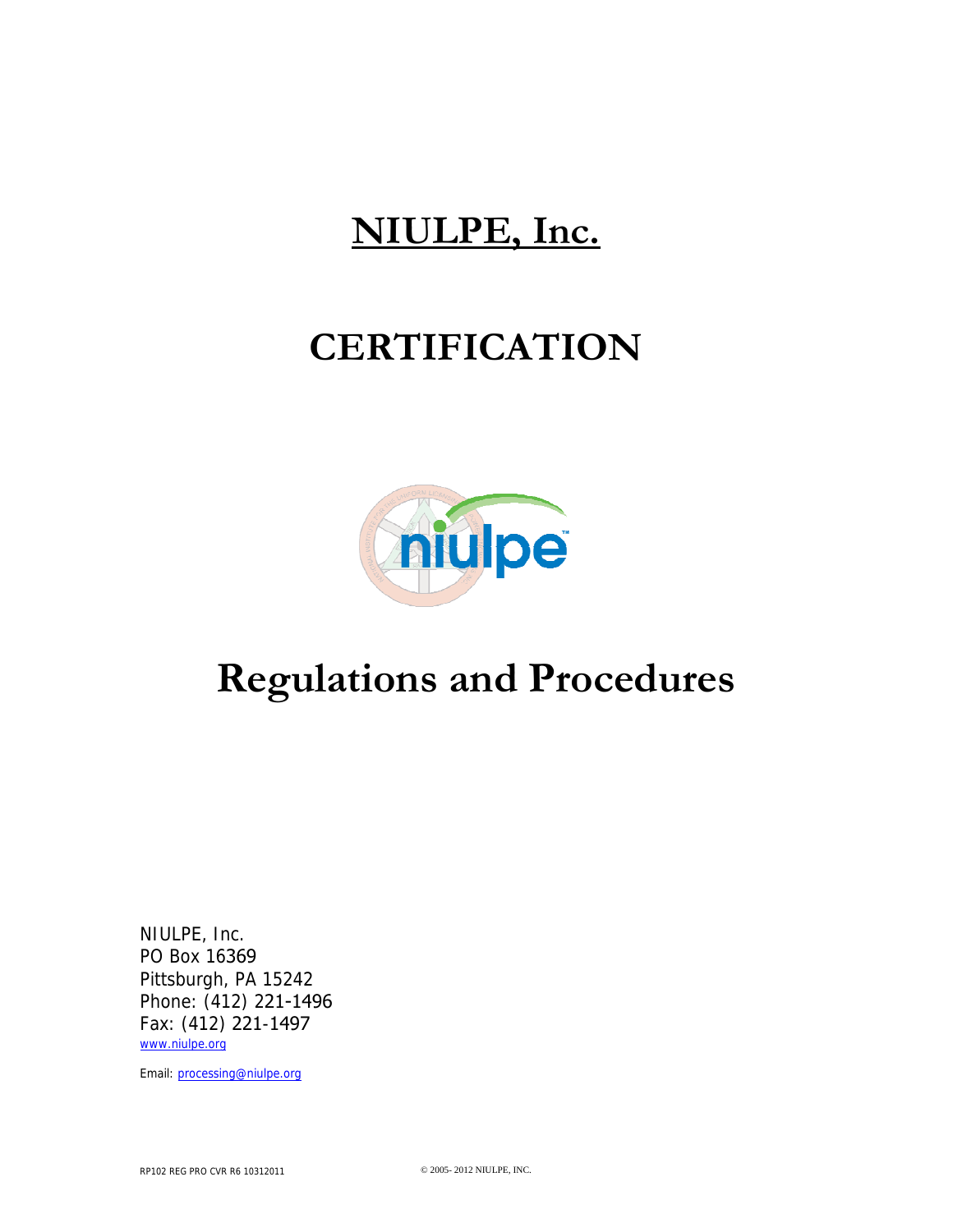# NIULPE, Inc.

# CERTIFICATION

# Regulations and Procedures

NIULPE, Inc.
PO Box 16369
Pittsburgh, PA 15242
Phone: (412) 221-1496
Fax: (412) 221-1497
www.niulpe.org

Email: processing@niulpe.org

RP102 REG PRO CVR R6 10312011

© 2005- 2012 NIULPE, INC.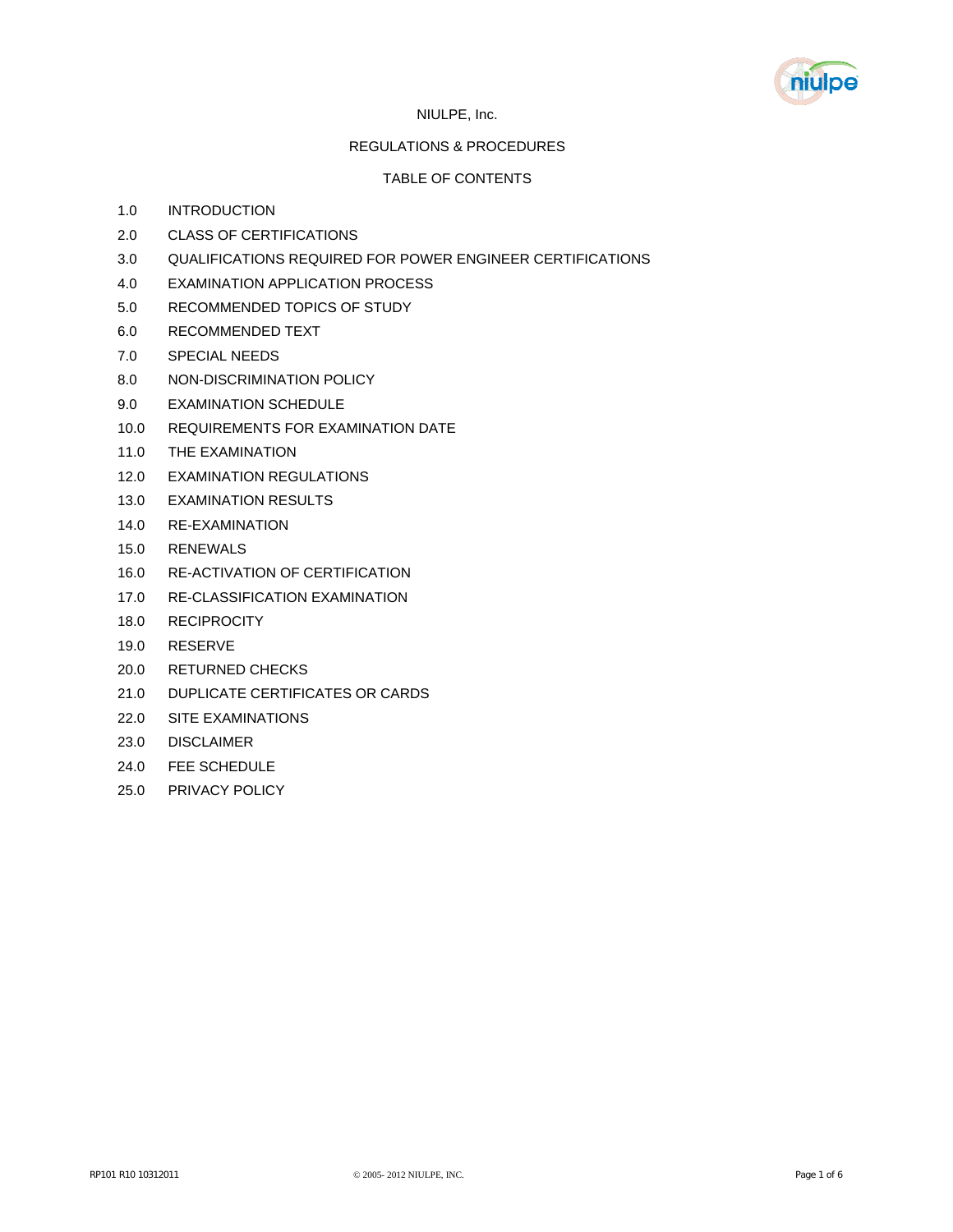NIULPE, Inc.

REGULATIONS & PROCEDURES

TABLE OF CONTENTS

1.0 INTRODUCTION

2.0 CLASS OF CERTIFICATIONS

3.0 QUALIFICATIONS REQUIRED FOR POWER ENGINEER CERTIFICATIONS

4.0 EXAMINATION APPLICATION PROCESS

5.0 RECOMMENDED TOPICS OF STUDY

6.0 RECOMMENDED TEXT

7.0 SPECIAL NEEDS

8.0 NON-DISCRIMINATION POLICY

9.0 EXAMINATION SCHEDULE

10.0 REQUIREMENTS FOR EXAMINATION DATE

11.0 THE EXAMINATION

12.0 EXAMINATION REGULATIONS

13.0 EXAMINATION RESULTS

14.0 RE-EXAMINATION

15.0 RENEWALS

16.0 RE-ACTIVATION OF CERTIFICATION

17.0 RE-CLASSIFICATION EXAMINATION

18.0 RECIPROCITY

19.0 RESERVE

20.0 RETURNED CHECKS

21.0 DUPLICATE CERTIFICATES OR CARDS

22.0 SITE EXAMINATIONS

23.0 DISCLAIMER

24.0 FEE SCHEDULE

25.0 PRIVACY POLICY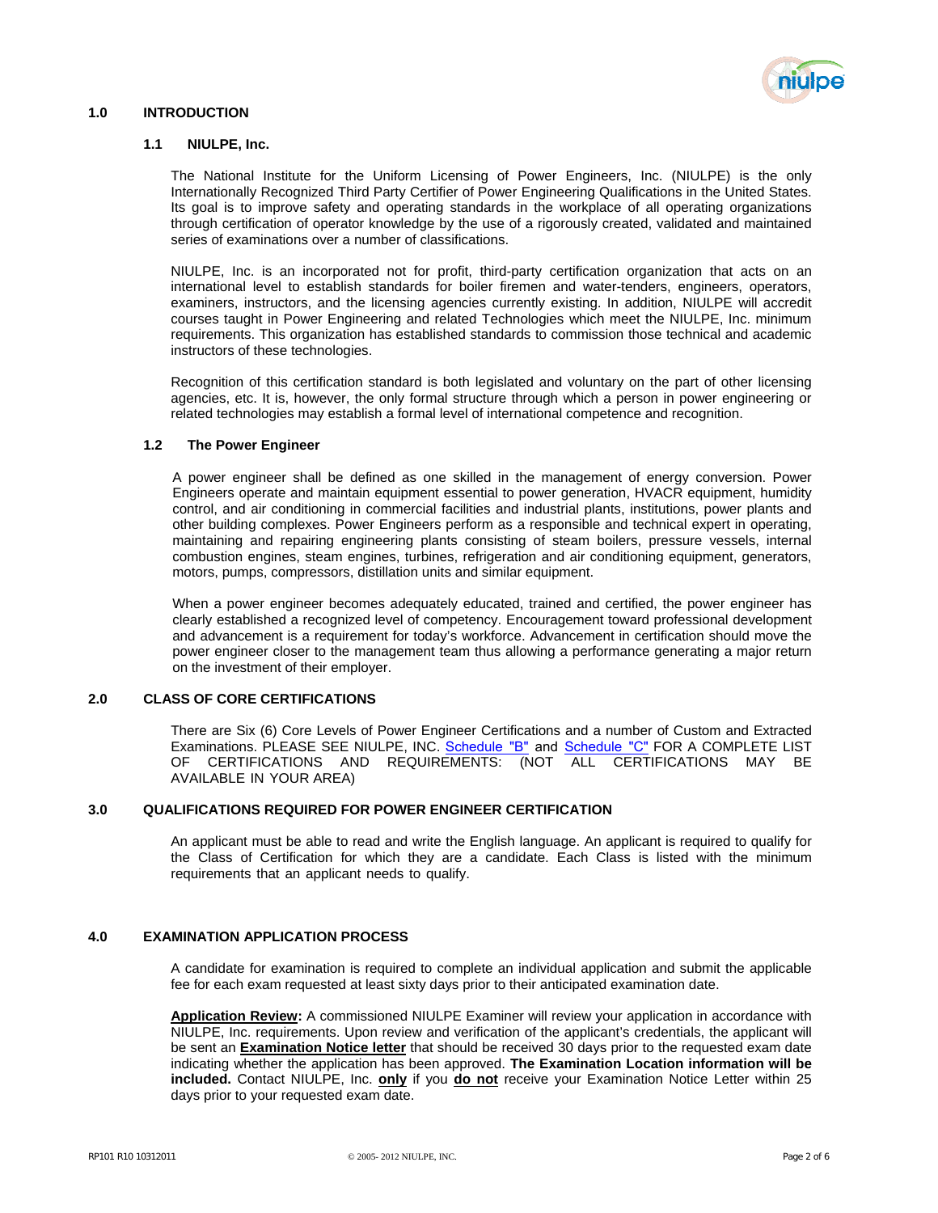## 1.0 INTRODUCTION

### 1.1 NIULPE, Inc.

The National Institute for the Uniform Licensing of Power Engineers, Inc. (NIULPE) is the only Internationally Recognized Third Party Certifier of Power Engineering Qualifications in the United States. Its goal is to improve safety and operating standards in the workplace of all operating organizations through certification of operator knowledge by the use of a rigorously created, validated and maintained series of examinations over a number of classifications.

NIULPE, Inc. is an incorporated not for profit, third-party certification organization that acts on an international level to establish standards for boiler firemen and water-tenders, engineers, operators, examiners, instructors, and the licensing agencies currently existing. In addition, NIULPE will accredit courses taught in Power Engineering and related Technologies which meet the NIULPE, Inc. minimum requirements. This organization has established standards to commission those technical and academic instructors of these technologies.

Recognition of this certification standard is both legislated and voluntary on the part of other licensing agencies, etc. It is, however, the only formal structure through which a person in power engineering or related technologies may establish a formal level of international competence and recognition.

### 1.2 The Power Engineer

A power engineer shall be defined as one skilled in the management of energy conversion. Power Engineers operate and maintain equipment essential to power generation, HVACR equipment, humidity control, and air conditioning in commercial facilities and industrial plants, institutions, power plants and other building complexes. Power Engineers perform as a responsible and technical expert in operating, maintaining and repairing engineering plants consisting of steam boilers, pressure vessels, internal combustion engines, steam engines, turbines, refrigeration and air conditioning equipment, generators, motors, pumps, compressors, distillation units and similar equipment.

When a power engineer becomes adequately educated, trained and certified, the power engineer has clearly established a recognized level of competency. Encouragement toward professional development and advancement is a requirement for today's workforce. Advancement in certification should move the power engineer closer to the management team thus allowing a performance generating a major return on the investment of their employer.

## 2.0 CLASS OF CORE CERTIFICATIONS

There are Six (6) Core Levels of Power Engineer Certifications and a number of Custom and Extracted Examinations. PLEASE SEE NIULPE, INC. Schedule "B" and Schedule "C" FOR A COMPLETE LIST OF CERTIFICATIONS AND REQUIREMENTS: (NOT ALL CERTIFICATIONS MAY BE AVAILABLE IN YOUR AREA)

## 3.0 QUALIFICATIONS REQUIRED FOR POWER ENGINEER CERTIFICATION

An applicant must be able to read and write the English language. An applicant is required to qualify for the Class of Certification for which they are a candidate. Each Class is listed with the minimum requirements that an applicant needs to qualify.

## 4.0 EXAMINATION APPLICATION PROCESS

A candidate for examination is required to complete an individual application and submit the applicable fee for each exam requested at least sixty days prior to their anticipated examination date.

**Application Review:** A commissioned NIULPE Examiner will review your application in accordance with NIULPE, Inc. requirements. Upon review and verification of the applicant's credentials, the applicant will be sent an **Examination Notice letter** that should be received 30 days prior to the requested exam date indicating whether the application has been approved. **The Examination Location information will be included.** Contact NIULPE, Inc. **only** if you **do not** receive your Examination Notice Letter within 25 days prior to your requested exam date.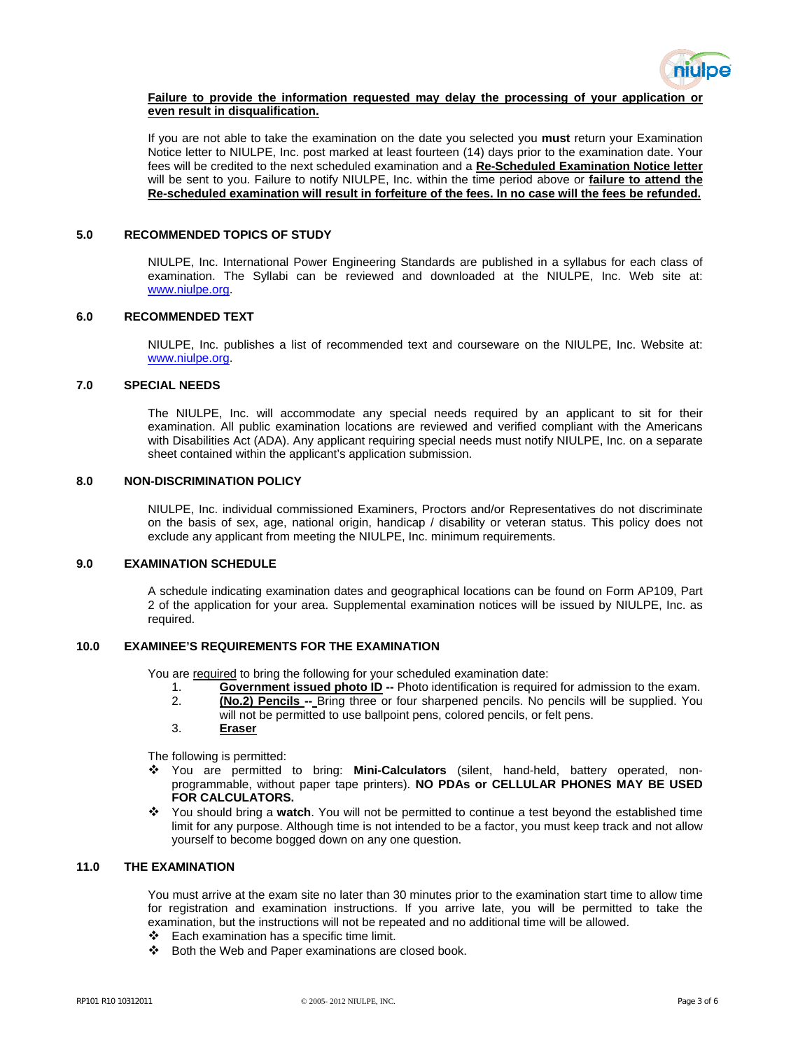**Failure to provide the information requested may delay the processing of your application or even result in disqualification.**

If you are not able to take the examination on the date you selected you **must** return your Examination Notice letter to NIULPE, Inc. post marked at least fourteen (14) days prior to the examination date. Your fees will be credited to the next scheduled examination and a **Re-Scheduled Examination Notice letter** will be sent to you. Failure to notify NIULPE, Inc. within the time period above or **failure to attend the Re-scheduled examination will result in forfeiture of the fees. In no case will the fees be refunded.**

## 5.0 RECOMMENDED TOPICS OF STUDY

NIULPE, Inc. International Power Engineering Standards are published in a syllabus for each class of examination. The Syllabi can be reviewed and downloaded at the NIULPE, Inc. Web site at: www.niulpe.org.

## 6.0 RECOMMENDED TEXT

NIULPE, Inc. publishes a list of recommended text and courseware on the NIULPE, Inc. Website at: www.niulpe.org.

## 7.0 SPECIAL NEEDS

The NIULPE, Inc. will accommodate any special needs required by an applicant to sit for their examination. All public examination locations are reviewed and verified compliant with the Americans with Disabilities Act (ADA). Any applicant requiring special needs must notify NIULPE, Inc. on a separate sheet contained within the applicant's application submission.

## 8.0 NON-DISCRIMINATION POLICY

NIULPE, Inc. individual commissioned Examiners, Proctors and/or Representatives do not discriminate on the basis of sex, age, national origin, handicap / disability or veteran status. This policy does not exclude any applicant from meeting the NIULPE, Inc. minimum requirements.

## 9.0 EXAMINATION SCHEDULE

A schedule indicating examination dates and geographical locations can be found on Form AP109, Part 2 of the application for your area. Supplemental examination notices will be issued by NIULPE, Inc. as required.

## 10.0 EXAMINEE'S REQUIREMENTS FOR THE EXAMINATION

You are required to bring the following for your scheduled examination date:

1. **Government issued photo ID --** Photo identification is required for admission to the exam.
2. **(No.2) Pencils --** Bring three or four sharpened pencils. No pencils will be supplied. You will not be permitted to use ballpoint pens, colored pencils, or felt pens.
3. **Eraser**

The following is permitted:

- You are permitted to bring: **Mini-Calculators** (silent, hand-held, battery operated, non-programmable, without paper tape printers). **NO PDAs or CELLULAR PHONES MAY BE USED FOR CALCULATORS.**
- You should bring a **watch**. You will not be permitted to continue a test beyond the established time limit for any purpose. Although time is not intended to be a factor, you must keep track and not allow yourself to become bogged down on any one question.

## 11.0 THE EXAMINATION

You must arrive at the exam site no later than 30 minutes prior to the examination start time to allow time for registration and examination instructions. If you arrive late, you will be permitted to take the examination, but the instructions will not be repeated and no additional time will be allowed.

- Each examination has a specific time limit.
- Both the Web and Paper examinations are closed book.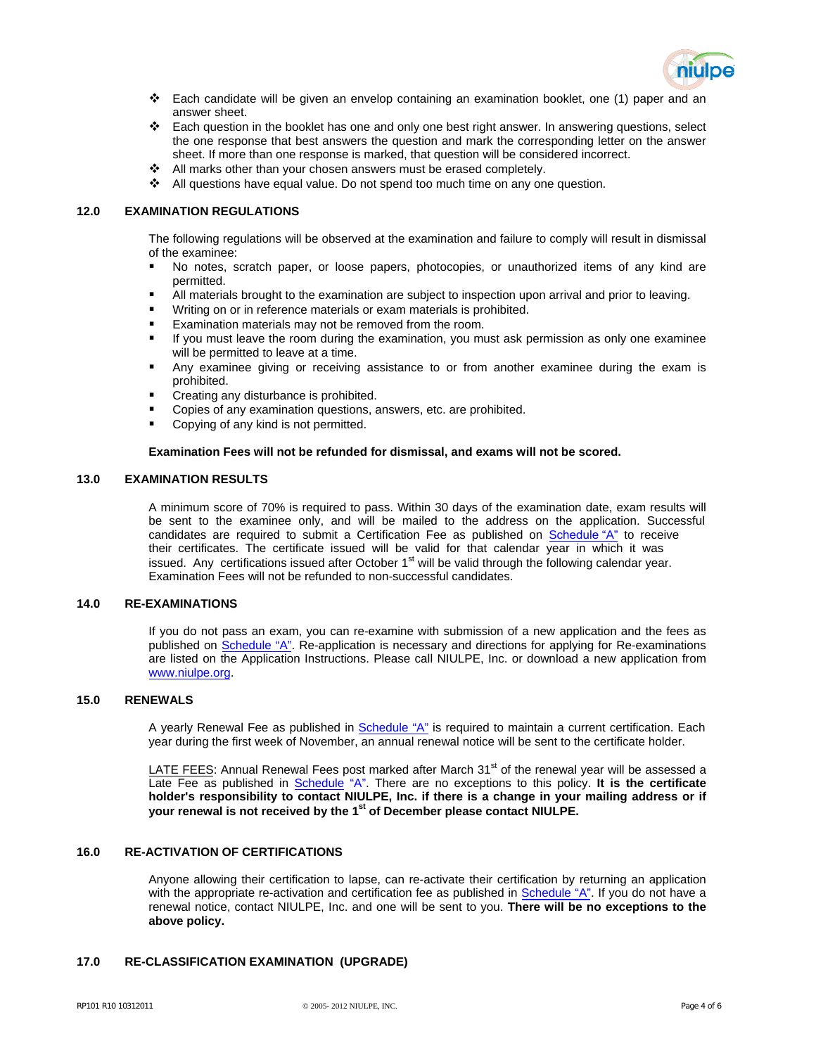- Each candidate will be given an envelop containing an examination booklet, one (1) paper and an answer sheet.
- Each question in the booklet has one and only one best right answer. In answering questions, select the one response that best answers the question and mark the corresponding letter on the answer sheet. If more than one response is marked, that question will be considered incorrect.
- All marks other than your chosen answers must be erased completely.
- All questions have equal value. Do not spend too much time on any one question.

## 12.0 EXAMINATION REGULATIONS

The following regulations will be observed at the examination and failure to comply will result in dismissal of the examinee:

- No notes, scratch paper, or loose papers, photocopies, or unauthorized items of any kind are permitted.
- All materials brought to the examination are subject to inspection upon arrival and prior to leaving.
- Writing on or in reference materials or exam materials is prohibited.
- Examination materials may not be removed from the room.
- If you must leave the room during the examination, you must ask permission as only one examinee will be permitted to leave at a time.
- Any examinee giving or receiving assistance to or from another examinee during the exam is prohibited.
- Creating any disturbance is prohibited.
- Copies of any examination questions, answers, etc. are prohibited.
- Copying of any kind is not permitted.

**Examination Fees will not be refunded for dismissal, and exams will not be scored.**

## 13.0 EXAMINATION RESULTS

A minimum score of 70% is required to pass. Within 30 days of the examination date, exam results will be sent to the examinee only, and will be mailed to the address on the application. Successful candidates are required to submit a Certification Fee as published on Schedule "A" to receive their certificates. The certificate issued will be valid for that calendar year in which it was issued. Any certifications issued after October 1st will be valid through the following calendar year. Examination Fees will not be refunded to non-successful candidates.

## 14.0 RE-EXAMINATIONS

If you do not pass an exam, you can re-examine with submission of a new application and the fees as published on Schedule "A". Re-application is necessary and directions for applying for Re-examinations are listed on the Application Instructions. Please call NIULPE, Inc. or download a new application from www.niulpe.org.

## 15.0 RENEWALS

A yearly Renewal Fee as published in Schedule "A" is required to maintain a current certification. Each year during the first week of November, an annual renewal notice will be sent to the certificate holder.

LATE FEES: Annual Renewal Fees post marked after March 31st of the renewal year will be assessed a Late Fee as published in Schedule "A". There are no exceptions to this policy. **It is the certificate holder's responsibility to contact NIULPE, Inc. if there is a change in your mailing address or if your renewal is not received by the 1st of December please contact NIULPE.**

## 16.0 RE-ACTIVATION OF CERTIFICATIONS

Anyone allowing their certification to lapse, can re-activate their certification by returning an application with the appropriate re-activation and certification fee as published in Schedule "A". If you do not have a renewal notice, contact NIULPE, Inc. and one will be sent to you. **There will be no exceptions to the above policy.**

## 17.0 RE-CLASSIFICATION EXAMINATION (UPGRADE)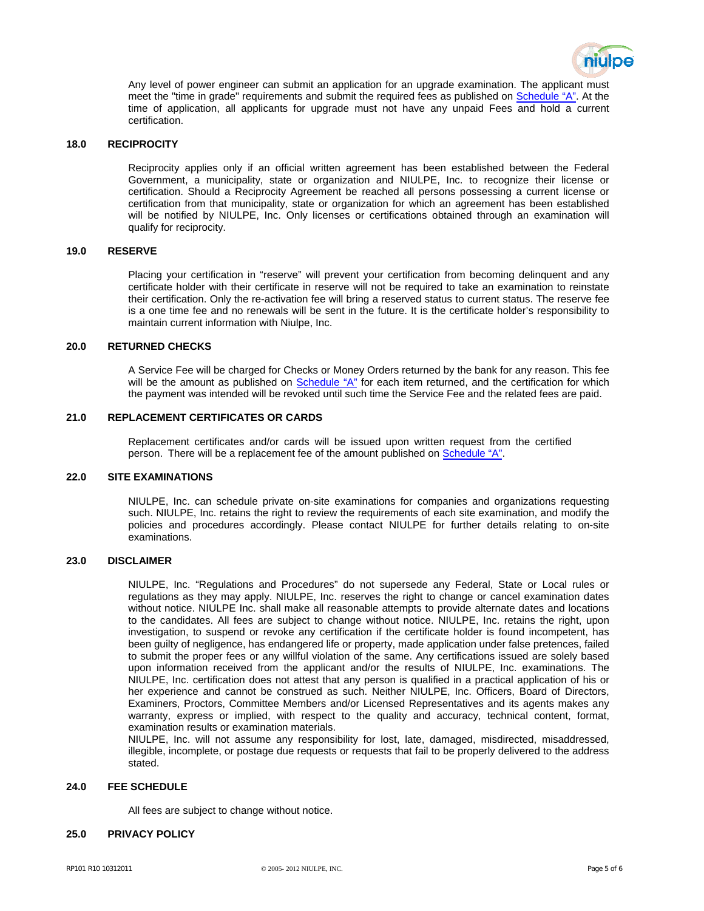Any level of power engineer can submit an application for an upgrade examination. The applicant must meet the "time in grade" requirements and submit the required fees as published on Schedule “A”. At the time of application, all applicants for upgrade must not have any unpaid Fees and hold a current certification.

## 18.0 RECIPROCITY

Reciprocity applies only if an official written agreement has been established between the Federal Government, a municipality, state or organization and NIULPE, Inc. to recognize their license or certification. Should a Reciprocity Agreement be reached all persons possessing a current license or certification from that municipality, state or organization for which an agreement has been established will be notified by NIULPE, Inc. Only licenses or certifications obtained through an examination will qualify for reciprocity.

## 19.0 RESERVE

Placing your certification in “reserve” will prevent your certification from becoming delinquent and any certificate holder with their certificate in reserve will not be required to take an examination to reinstate their certification. Only the re-activation fee will bring a reserved status to current status. The reserve fee is a one time fee and no renewals will be sent in the future. It is the certificate holder’s responsibility to maintain current information with Niulpe, Inc.

## 20.0 RETURNED CHECKS

A Service Fee will be charged for Checks or Money Orders returned by the bank for any reason. This fee will be the amount as published on Schedule “A” for each item returned, and the certification for which the payment was intended will be revoked until such time the Service Fee and the related fees are paid.

## 21.0 REPLACEMENT CERTIFICATES OR CARDS

Replacement certificates and/or cards will be issued upon written request from the certified person. There will be a replacement fee of the amount published on Schedule “A”.

## 22.0 SITE EXAMINATIONS

NIULPE, Inc. can schedule private on-site examinations for companies and organizations requesting such. NIULPE, Inc. retains the right to review the requirements of each site examination, and modify the policies and procedures accordingly. Please contact NIULPE for further details relating to on-site examinations.

## 23.0 DISCLAIMER

NIULPE, Inc. “Regulations and Procedures” do not supersede any Federal, State or Local rules or regulations as they may apply. NIULPE, Inc. reserves the right to change or cancel examination dates without notice. NIULPE Inc. shall make all reasonable attempts to provide alternate dates and locations to the candidates. All fees are subject to change without notice. NIULPE, Inc. retains the right, upon investigation, to suspend or revoke any certification if the certificate holder is found incompetent, has been guilty of negligence, has endangered life or property, made application under false pretences, failed to submit the proper fees or any willful violation of the same. Any certifications issued are solely based upon information received from the applicant and/or the results of NIULPE, Inc. examinations. The NIULPE, Inc. certification does not attest that any person is qualified in a practical application of his or her experience and cannot be construed as such. Neither NIULPE, Inc. Officers, Board of Directors, Examiners, Proctors, Committee Members and/or Licensed Representatives and its agents makes any warranty, express or implied, with respect to the quality and accuracy, technical content, format, examination results or examination materials.

NIULPE, Inc. will not assume any responsibility for lost, late, damaged, misdirected, misaddressed, illegible, incomplete, or postage due requests or requests that fail to be properly delivered to the address stated.

## 24.0 FEE SCHEDULE

All fees are subject to change without notice.

## 25.0 PRIVACY POLICY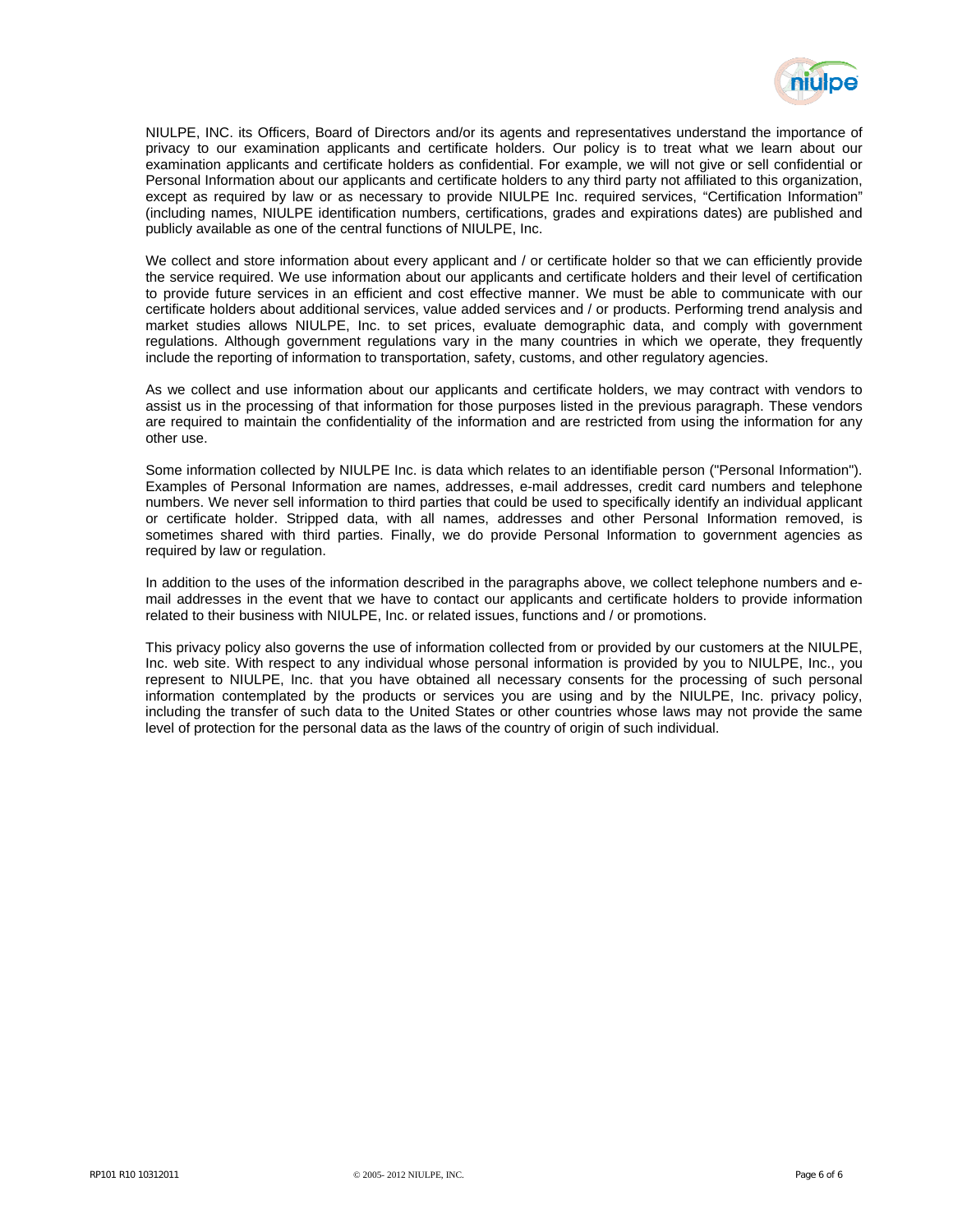NIULPE, INC. its Officers, Board of Directors and/or its agents and representatives understand the importance of privacy to our examination applicants and certificate holders. Our policy is to treat what we learn about our examination applicants and certificate holders as confidential. For example, we will not give or sell confidential or Personal Information about our applicants and certificate holders to any third party not affiliated to this organization, except as required by law or as necessary to provide NIULPE Inc. required services, "Certification Information" (including names, NIULPE identification numbers, certifications, grades and expirations dates) are published and publicly available as one of the central functions of NIULPE, Inc.

We collect and store information about every applicant and / or certificate holder so that we can efficiently provide the service required. We use information about our applicants and certificate holders and their level of certification to provide future services in an efficient and cost effective manner. We must be able to communicate with our certificate holders about additional services, value added services and / or products. Performing trend analysis and market studies allows NIULPE, Inc. to set prices, evaluate demographic data, and comply with government regulations. Although government regulations vary in the many countries in which we operate, they frequently include the reporting of information to transportation, safety, customs, and other regulatory agencies.

As we collect and use information about our applicants and certificate holders, we may contract with vendors to assist us in the processing of that information for those purposes listed in the previous paragraph. These vendors are required to maintain the confidentiality of the information and are restricted from using the information for any other use.

Some information collected by NIULPE Inc. is data which relates to an identifiable person ("Personal Information"). Examples of Personal Information are names, addresses, e-mail addresses, credit card numbers and telephone numbers. We never sell information to third parties that could be used to specifically identify an individual applicant or certificate holder. Stripped data, with all names, addresses and other Personal Information removed, is sometimes shared with third parties. Finally, we do provide Personal Information to government agencies as required by law or regulation.

In addition to the uses of the information described in the paragraphs above, we collect telephone numbers and e-mail addresses in the event that we have to contact our applicants and certificate holders to provide information related to their business with NIULPE, Inc. or related issues, functions and / or promotions.

This privacy policy also governs the use of information collected from or provided by our customers at the NIULPE, Inc. web site. With respect to any individual whose personal information is provided by you to NIULPE, Inc., you represent to NIULPE, Inc. that you have obtained all necessary consents for the processing of such personal information contemplated by the products or services you are using and by the NIULPE, Inc. privacy policy, including the transfer of such data to the United States or other countries whose laws may not provide the same level of protection for the personal data as the laws of the country of origin of such individual.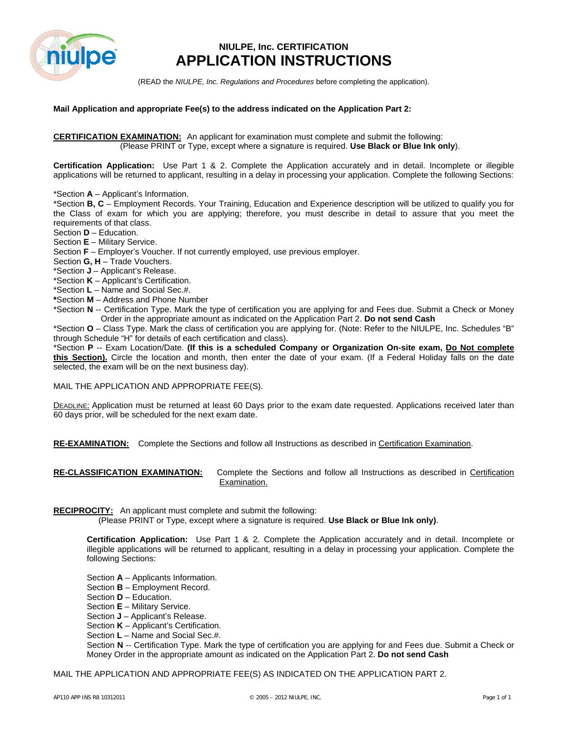# NIULPE, Inc. CERTIFICATION
# APPLICATION INSTRUCTIONS

(READ the *NIULPE, Inc. Regulations and Procedures* before completing the application).

**Mail Application and appropriate Fee(s) to the address indicated on the Application Part 2:**

**CERTIFICATION EXAMINATION:** An applicant for examination must complete and submit the following:
(Please PRINT or Type, except where a signature is required. **Use Black or Blue Ink only**).

**Certification Application:** Use Part 1 & 2. Complete the Application accurately and in detail. Incomplete or illegible applications will be returned to applicant, resulting in a delay in processing your application. Complete the following Sections:

*Section **A** – Applicant's Information.
*Section **B, C** – Employment Records. Your Training, Education and Experience description will be utilized to qualify you for the Class of exam for which you are applying; therefore, you must describe in detail to assure that you meet the requirements of that class.
Section **D** – Education.
Section **E** – Military Service.
Section **F** – Employer's Voucher. If not currently employed, use previous employer.
Section **G, H** – Trade Vouchers.
*Section **J** – Applicant's Release.
*Section **K** – Applicant's Certification.
*Section **L** – Name and Social Sec.#.
***Section **M** – Address and Phone Number
*Section **N** -- Certification Type. Mark the type of certification you are applying for and Fees due. Submit a Check or Money Order in the appropriate amount as indicated on the Application Part 2. **Do not send Cash**
*Section **O** – Class Type. Mark the class of certification you are applying for. (Note: Refer to the NIULPE, Inc. Schedules "B" through Schedule "H" for details of each certification and class).
*Section **P** -- Exam Location/Date. **(If this is a scheduled Company or Organization On-site exam, Do Not complete this Section).** Circle the location and month, then enter the date of your exam. (If a Federal Holiday falls on the date selected, the exam will be on the next business day).

MAIL THE APPLICATION AND APPROPRIATE FEE(S).

DEADLINE: Application must be returned at least 60 Days prior to the exam date requested. Applications received later than 60 days prior, will be scheduled for the next exam date.

**RE-EXAMINATION:** Complete the Sections and follow all Instructions as described in Certification Examination.

**RE-CLASSIFICATION EXAMINATION:** Complete the Sections and follow all Instructions as described in Certification Examination.

**RECIPROCITY:** An applicant must complete and submit the following:
(Please PRINT or Type, except where a signature is required. **Use Black or Blue Ink only)**.

**Certification Application:** Use Part 1 & 2. Complete the Application accurately and in detail. Incomplete or illegible applications will be returned to applicant, resulting in a delay in processing your application. Complete the following Sections:

Section **A** – Applicants Information.
Section **B** – Employment Record.
Section **D** – Education.
Section **E** – Military Service.
Section **J** – Applicant's Release.
Section **K** – Applicant's Certification.
Section **L** – Name and Social Sec.#.
Section **N** -- Certification Type. Mark the type of certification you are applying for and Fees due. Submit a Check or Money Order in the appropriate amount as indicated on the Application Part 2. **Do not send Cash**

MAIL THE APPLICATION AND APPROPRIATE FEE(S) AS INDICATED ON THE APPLICATION PART 2.

AP110 APP INS R8 10312011 © 2005 – 2012 NIULPE, INC.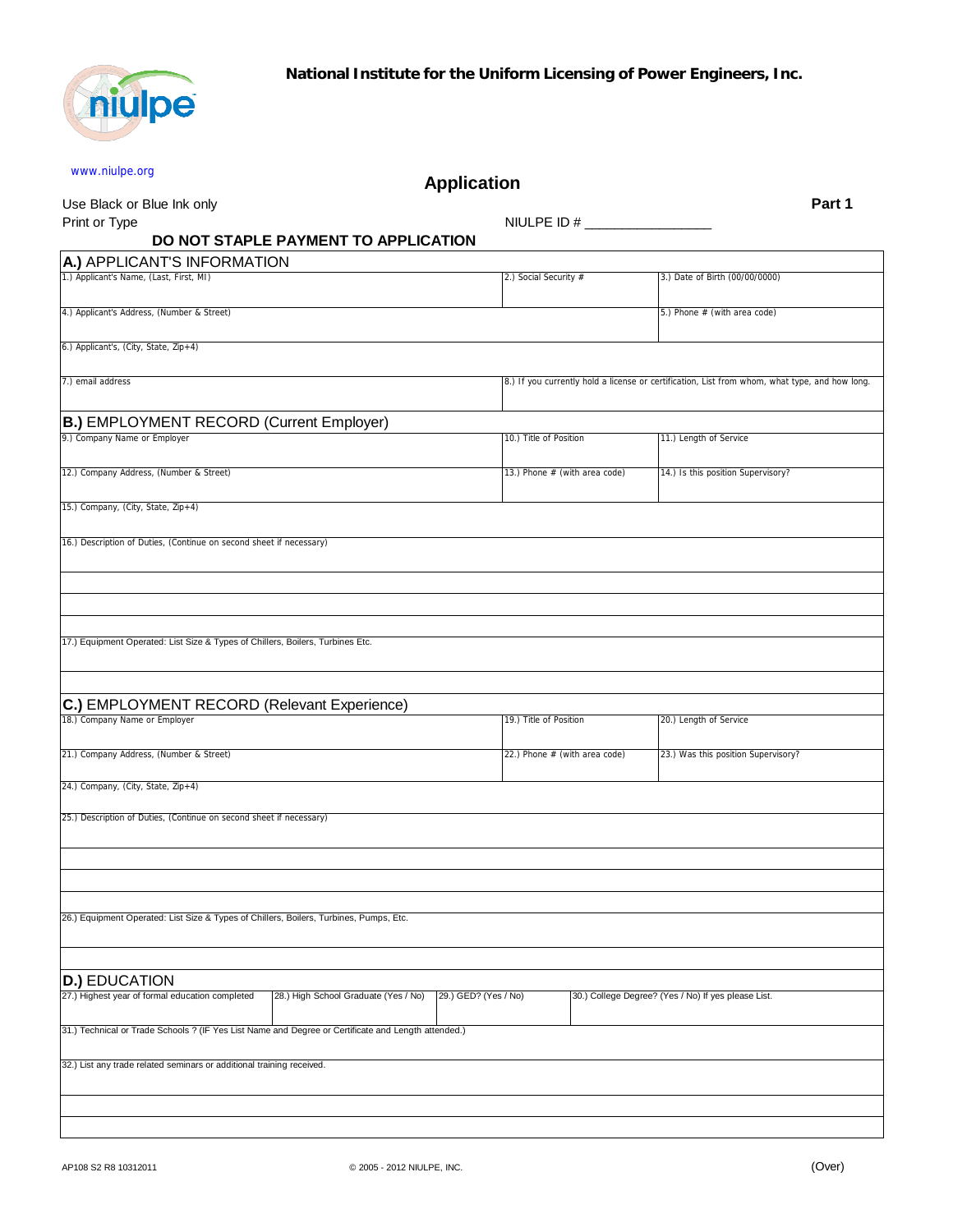**National Institute for the Uniform Licensing of Power Engineers, Inc.**

www.niulpe.org

# Application

**Part 1**

Use Black or Blue Ink only

Print or Type

NIULPE ID # ________________

**DO NOT STAPLE PAYMENT TO APPLICATION**

## A.) APPLICANT'S INFORMATION

| 1.) Applicant's Name, (Last, First, MI) | 2.) Social Security # | 3.) Date of Birth (00/00/0000) |
|---|---|---|
| 4.) Applicant's Address, (Number & Street) | | 5.) Phone # (with area code) |
| 6.) Applicant's, (City, State, Zip+4) | | |
| 7.) email address | 8.) If you currently hold a license or certification, List from whom, what type, and how long. | |

## B.) EMPLOYMENT RECORD (Current Employer)

| 9.) Company Name or Employer | 10.) Title of Position | 11.) Length of Service |
|---|---|---|
| 12.) Company Address, (Number & Street) | 13.) Phone # (with area code) | 14.) Is this position Supervisory? |
| 15.) Company, (City, State, Zip+4) | | |
| 16.) Description of Duties, (Continue on second sheet if necessary) | | |
| 17.) Equipment Operated: List Size & Types of Chillers, Boilers, Turbines Etc. | | |

## C.) EMPLOYMENT RECORD (Relevant Experience)

| 18.) Company Name or Employer | 19.) Title of Position | 20.) Length of Service |
|---|---|---|
| 21.) Company Address, (Number & Street) | 22.) Phone # (with area code) | 23.) Was this position Supervisory? |
| 24.) Company, (City, State, Zip+4) | | |
| 25.) Description of Duties, (Continue on second sheet if necessary) | | |
| 26.) Equipment Operated: List Size & Types of Chillers, Boilers, Turbines, Pumps, Etc. | | |

## D.) EDUCATION

| 27.) Highest year of formal education completed | 28.) High School Graduate (Yes / No) | 29.) GED? (Yes / No) | 30.) College Degree? (Yes / No) If yes please List. |
|---|---|---|---|
| 31.) Technical or Trade Schools ? (IF Yes List Name and Degree or Certificate and Length attended.) | | | |
| 32.) List any trade related seminars or additional training received. | | | |

AP108 S2 R8 10312011 © 2005 - 2012 NIULPE, INC. (Over)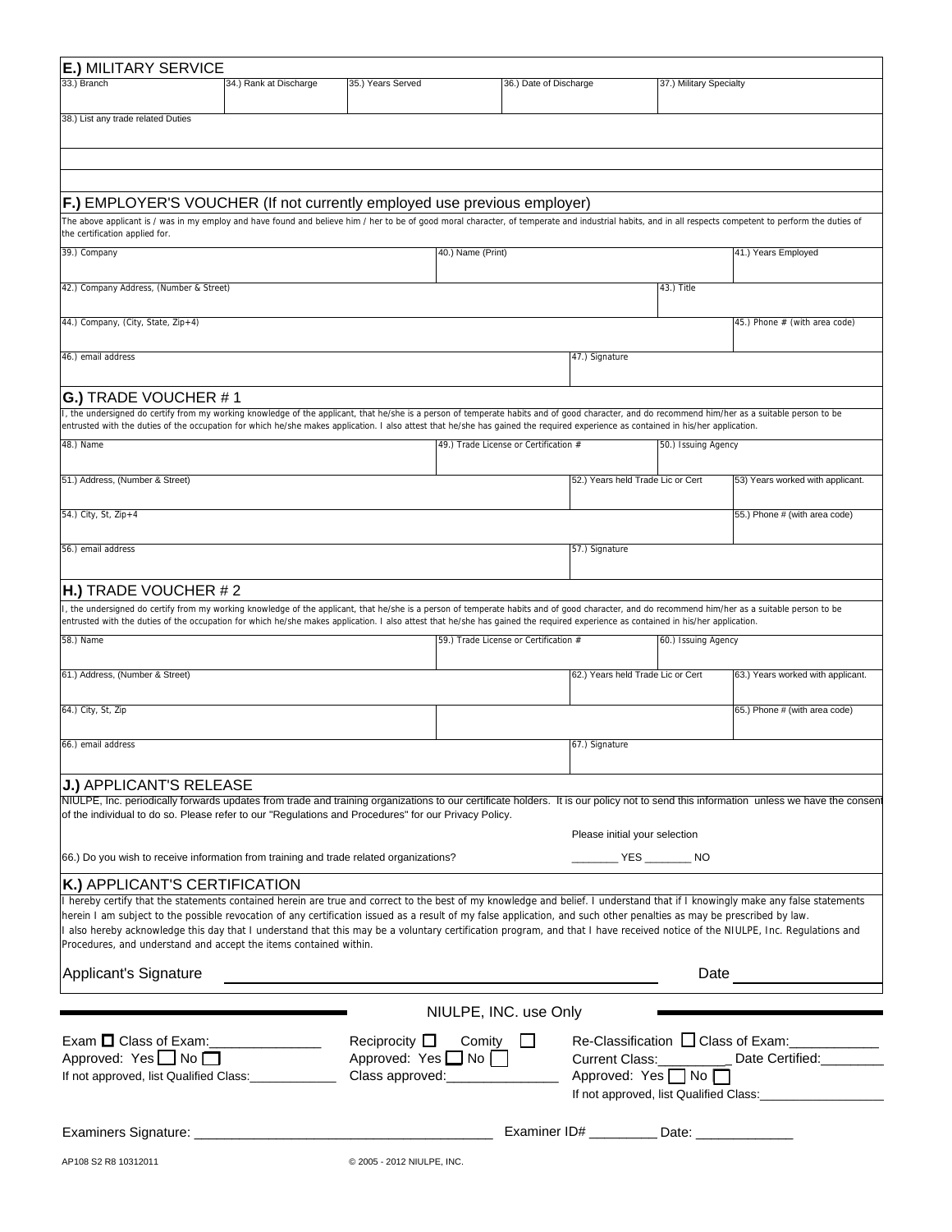## E.) MILITARY SERVICE

| 33.) Branch | 34.) Rank at Discharge | 35.) Years Served | 36.) Date of Discharge | 37.) Military Specialty |
|---|---|---|---|---|
| | | | | |

38.) List any trade related Duties

## F.) EMPLOYER'S VOUCHER (If not currently employed use previous employer)

The above applicant is / was in my employ and have found and believe him / her to be of good moral character, of temperate and industrial habits, and in all respects competent to perform the duties of the certification applied for.

| 39.) Company | 40.) Name (Print) | 41.) Years Employed |
|---|---|---|
| 42.) Company Address, (Number & Street) | 43.) Title | |
| 44.) Company, (City, State, Zip+4) | | 45.) Phone # (with area code) |
| 46.) email address | 47.) Signature | |

## G.) TRADE VOUCHER # 1

I, the undersigned do certify from my working knowledge of the applicant, that he/she is a person of temperate habits and of good character, and do recommend him/her as a suitable person to be entrusted with the duties of the occupation for which he/she makes application. I also attest that he/she has gained the required experience as contained in his/her application.

| 48.) Name | 49.) Trade License or Certification # | 50.) Issuing Agency |
|---|---|---|
| 51.) Address, (Number & Street) | 52.) Years held Trade Lic or Cert | 53) Years worked with applicant. |
| 54.) City, St, Zip+4 | | 55.) Phone # (with area code) |
| 56.) email address | 57.) Signature | |

## H.) TRADE VOUCHER # 2

I, the undersigned do certify from my working knowledge of the applicant, that he/she is a person of temperate habits and of good character, and do recommend him/her as a suitable person to be entrusted with the duties of the occupation for which he/she makes application. I also attest that he/she has gained the required experience as contained in his/her application.

| 58.) Name | 59.) Trade License or Certification # | 60.) Issuing Agency |
|---|---|---|
| 61.) Address, (Number & Street) | 62.) Years held Trade Lic or Cert | 63.) Years worked with applicant. |
| 64.) City, St, Zip | | 65.) Phone # (with area code) |
| 66.) email address | 67.) Signature | |

## J.) APPLICANT'S RELEASE

NIULPE, Inc. periodically forwards updates from trade and training organizations to our certificate holders. It is our policy not to send this information unless we have the consent of the individual to do so. Please refer to our "Regulations and Procedures" for our Privacy Policy.

Please initial your selection

66.) Do you wish to receive information from training and trade related organizations? ________ YES ________ NO

## K.) APPLICANT'S CERTIFICATION

I hereby certify that the statements contained herein are true and correct to the best of my knowledge and belief. I understand that if I knowingly make any false statements herein I am subject to the possible revocation of any certification issued as a result of my false application, and such other penalties as may be prescribed by law.
I also hereby acknowledge this day that I understand that this may be a voluntary certification program, and that I have received notice of the NIULPE, Inc. Regulations and Procedures, and understand and accept the items contained within.

Applicant's Signature ______________________________ Date ______________

### NIULPE, INC. use Only

Exam ☐ Class of Exam:_______________
Approved: Yes ☐ No ☐
If not approved, list Qualified Class:____________

Reciprocity ☐ Comity ☐
Approved: Yes ☐ No ☐
Class approved:_______________

Re-Classification ☐ Class of Exam:____________
Current Class:__________ Date Certified:________
Approved: Yes ☐ No ☐
If not approved, list Qualified Class:__________________

Examiners Signature: ______________________________________ Examiner ID# _________ Date: _____________

AP108 S2 R8 10312011 © 2005 - 2012 NIULPE, INC.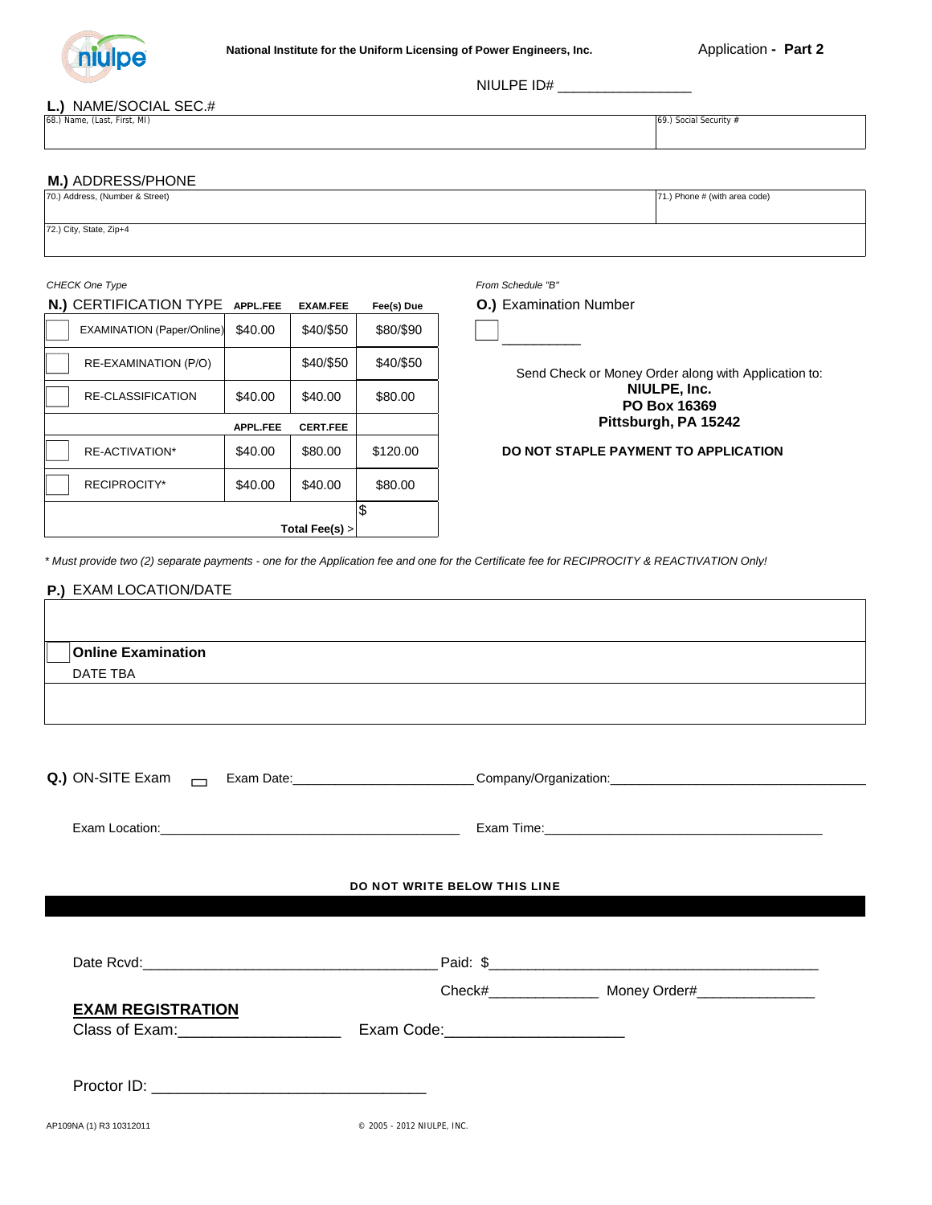National Institute for the Uniform Licensing of Power Engineers, Inc.

Application - **Part 2**

NIULPE ID# ________________

**L.)** NAME/SOCIAL SEC.#

| 68.) Name, (Last, First, MI) | 69.) Social Security # |
|---|---|
| | |

**M.)** ADDRESS/PHONE

| 70.) Address, (Number & Street) | 71.) Phone # (with area code) |
|---|---|
| 72.) City, State, Zip+4 | |

*CHECK One Type*

**N.)** CERTIFICATION TYPE

| | APPL.FEE | EXAM.FEE | Fee(s) Due |
|---|---|---|---|
| ☐ EXAMINATION (Paper/Online) | $40.00 | $40/$50 | $80/$90 |
| ☐ RE-EXAMINATION (P/O) | | $40/$50 | $40/$50 |
| ☐ RE-CLASSIFICATION | $40.00 | $40.00 | $80.00 |
| | **APPL.FEE** | **CERT.FEE** | |
| ☐ RE-ACTIVATION* | $40.00 | $80.00 | $120.00 |
| ☐ RECIPROCITY* | $40.00 | $40.00 | $80.00 |
| | | **Total Fee(s) >** | $ |

*From Schedule "B"*

**O.)** Examination Number

☐ __________

Send Check or Money Order along with Application to:
**NIULPE, Inc.**
**PO Box 16369**
**Pittsburgh, PA 15242**

**DO NOT STAPLE PAYMENT TO APPLICATION**

*\* Must provide two (2) separate payments - one for the Application fee and one for the Certificate fee for RECIPROCITY & REACTIVATION Only!*

**P.)** EXAM LOCATION/DATE

☐ **Online Examination**
DATE TBA

**Q.)** ON-SITE Exam ☐ Exam Date:________________________ Company/Organization:___________________________________

Exam Location:___________________________________________ Exam Time:________________________________________

**DO NOT WRITE BELOW THIS LINE**

Date Rcvd:______________________________________ Paid: $__________________________________________

Check#______________ Money Order#______________

**EXAM REGISTRATION**

Class of Exam:___________________ Exam Code:_____________________

Proctor ID: ________________________________

AP109NA (1) R3 10312011

© 2005 - 2012 NIULPE, INC.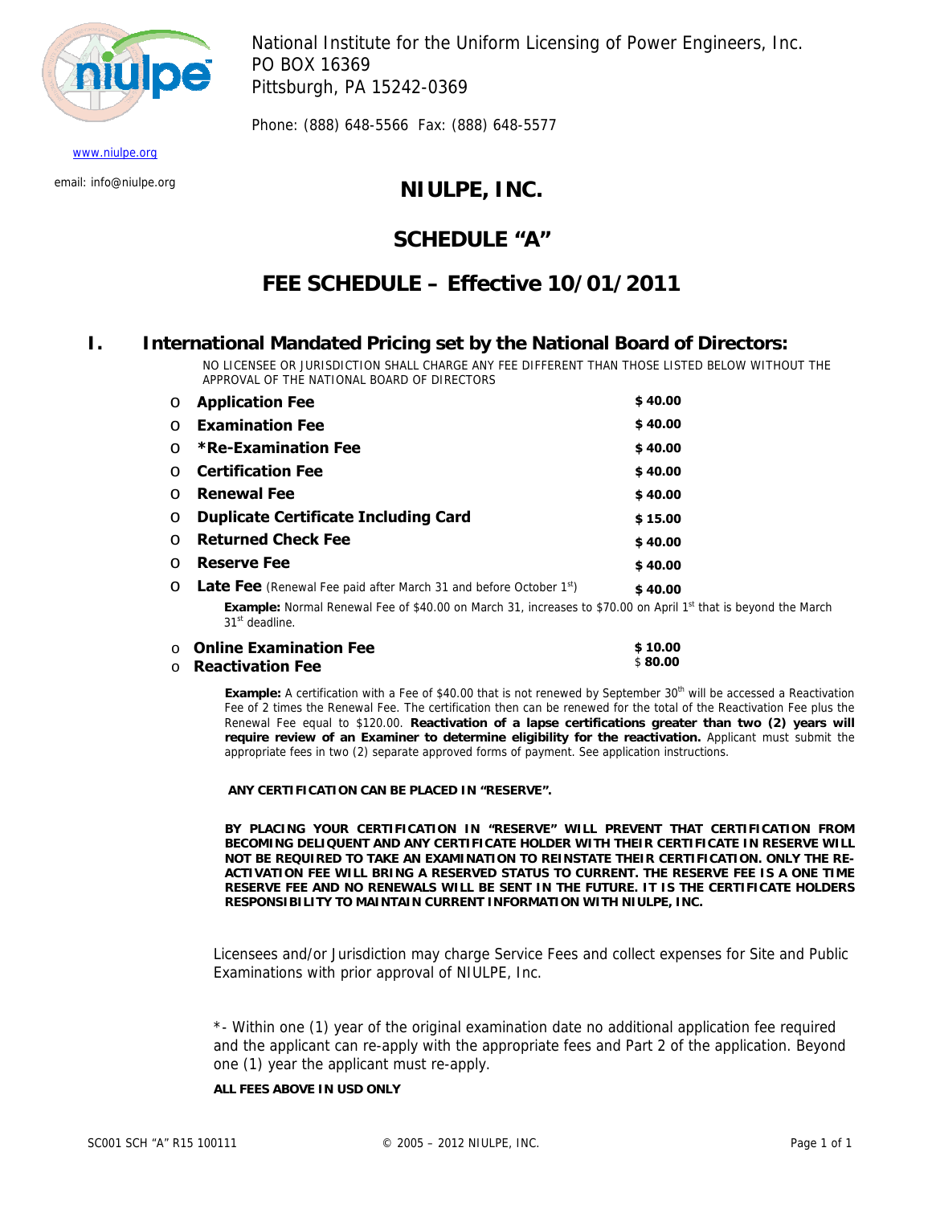National Institute for the Uniform Licensing of Power Engineers, Inc.
PO BOX 16369
Pittsburgh, PA 15242-0369

Phone: (888) 648-5566 Fax: (888) 648-5577

www.niulpe.org

email: info@niulpe.org

# NIULPE, INC.

# SCHEDULE "A"

# FEE SCHEDULE – Effective 10/01/2011

## I. International Mandated Pricing set by the National Board of Directors:

NO LICENSEE OR JURISDICTION SHALL CHARGE ANY FEE DIFFERENT THAN THOSE LISTED BELOW WITHOUT THE APPROVAL OF THE NATIONAL BOARD OF DIRECTORS

- **Application Fee** — **$ 40.00**
- **Examination Fee** — **$ 40.00**
- **\*Re-Examination Fee** — **$ 40.00**
- **Certification Fee** — **$ 40.00**
- **Renewal Fee** — **$ 40.00**
- **Duplicate Certificate Including Card** — **$ 15.00**
- **Returned Check Fee** — **$ 40.00**
- **Reserve Fee** — **$ 40.00**
- **Late Fee** (Renewal Fee paid after March 31 and before October 1st) — **$ 40.00**

  **Example:** Normal Renewal Fee of $40.00 on March 31, increases to $70.00 on April 1st that is beyond the March 31st deadline.

- **Online Examination Fee** — **$ 10.00**
- **Reactivation Fee** — **$ 80.00**

  **Example:** A certification with a Fee of $40.00 that is not renewed by September 30th will be accessed a Reactivation Fee of 2 times the Renewal Fee. The certification then can be renewed for the total of the Reactivation Fee plus the Renewal Fee equal to $120.00. **Reactivation of a lapse certifications greater than two (2) years will require review of an Examiner to determine eligibility for the reactivation.** Applicant must submit the appropriate fees in two (2) separate approved forms of payment. See application instructions.

**ANY CERTIFICATION CAN BE PLACED IN "RESERVE".**

**BY PLACING YOUR CERTIFICATION IN "RESERVE" WILL PREVENT THAT CERTIFICATION FROM BECOMING DELIQUENT AND ANY CERTIFICATE HOLDER WITH THEIR CERTIFICATE IN RESERVE WILL NOT BE REQUIRED TO TAKE AN EXAMINATION TO REINSTATE THEIR CERTIFICATION. ONLY THE RE-ACTIVATION FEE WILL BRING A RESERVED STATUS TO CURRENT. THE RESERVE FEE IS A ONE TIME RESERVE FEE AND NO RENEWALS WILL BE SENT IN THE FUTURE. IT IS THE CERTIFICATE HOLDERS RESPONSIBILITY TO MAINTAIN CURRENT INFORMATION WITH NIULPE, INC.**

Licensees and/or Jurisdiction may charge Service Fees and collect expenses for Site and Public Examinations with prior approval of NIULPE, Inc.

*- Within one (1) year of the original examination date no additional application fee required and the applicant can re-apply with the appropriate fees and Part 2 of the application. Beyond one (1) year the applicant must re-apply.

**ALL FEES ABOVE IN USD ONLY**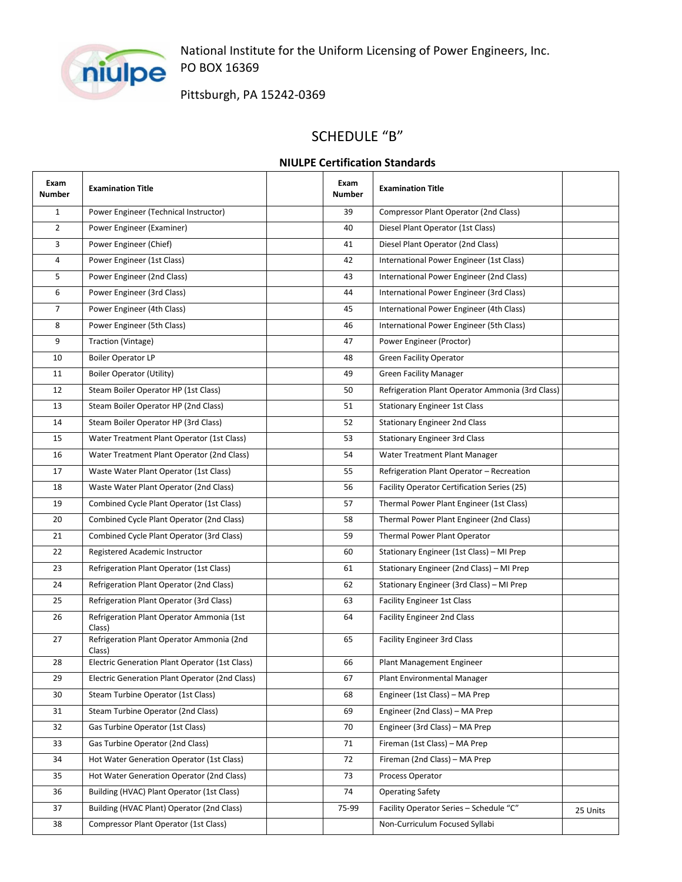National Institute for the Uniform Licensing of Power Engineers, Inc.
PO BOX 16369

Pittsburgh, PA 15242-0369

## SCHEDULE "B"

### NIULPE Certification Standards

| Exam Number | Examination Title | | Exam Number | Examination Title | |
|---|---|---|---|---|---|
| 1 | Power Engineer (Technical Instructor) | | 39 | Compressor Plant Operator (2nd Class) | |
| 2 | Power Engineer (Examiner) | | 40 | Diesel Plant Operator (1st Class) | |
| 3 | Power Engineer (Chief) | | 41 | Diesel Plant Operator (2nd Class) | |
| 4 | Power Engineer (1st Class) | | 42 | International Power Engineer (1st Class) | |
| 5 | Power Engineer (2nd Class) | | 43 | International Power Engineer (2nd Class) | |
| 6 | Power Engineer (3rd Class) | | 44 | International Power Engineer (3rd Class) | |
| 7 | Power Engineer (4th Class) | | 45 | International Power Engineer (4th Class) | |
| 8 | Power Engineer (5th Class) | | 46 | International Power Engineer (5th Class) | |
| 9 | Traction (Vintage) | | 47 | Power Engineer (Proctor) | |
| 10 | Boiler Operator LP | | 48 | Green Facility Operator | |
| 11 | Boiler Operator (Utility) | | 49 | Green Facility Manager | |
| 12 | Steam Boiler Operator HP (1st Class) | | 50 | Refrigeration Plant Operator Ammonia (3rd Class) | |
| 13 | Steam Boiler Operator HP (2nd Class) | | 51 | Stationary Engineer 1st Class | |
| 14 | Steam Boiler Operator HP (3rd Class) | | 52 | Stationary Engineer 2nd Class | |
| 15 | Water Treatment Plant Operator (1st Class) | | 53 | Stationary Engineer 3rd Class | |
| 16 | Water Treatment Plant Operator (2nd Class) | | 54 | Water Treatment Plant Manager | |
| 17 | Waste Water Plant Operator (1st Class) | | 55 | Refrigeration Plant Operator – Recreation | |
| 18 | Waste Water Plant Operator (2nd Class) | | 56 | Facility Operator Certification Series (25) | |
| 19 | Combined Cycle Plant Operator (1st Class) | | 57 | Thermal Power Plant Engineer (1st Class) | |
| 20 | Combined Cycle Plant Operator (2nd Class) | | 58 | Thermal Power Plant Engineer (2nd Class) | |
| 21 | Combined Cycle Plant Operator (3rd Class) | | 59 | Thermal Power Plant Operator | |
| 22 | Registered Academic Instructor | | 60 | Stationary Engineer (1st Class) – MI Prep | |
| 23 | Refrigeration Plant Operator (1st Class) | | 61 | Stationary Engineer (2nd Class) – MI Prep | |
| 24 | Refrigeration Plant Operator (2nd Class) | | 62 | Stationary Engineer (3rd Class) – MI Prep | |
| 25 | Refrigeration Plant Operator (3rd Class) | | 63 | Facility Engineer 1st Class | |
| 26 | Refrigeration Plant Operator Ammonia (1st Class) | | 64 | Facility Engineer 2nd Class | |
| 27 | Refrigeration Plant Operator Ammonia (2nd Class) | | 65 | Facility Engineer 3rd Class | |
| 28 | Electric Generation Plant Operator (1st Class) | | 66 | Plant Management Engineer | |
| 29 | Electric Generation Plant Operator (2nd Class) | | 67 | Plant Environmental Manager | |
| 30 | Steam Turbine Operator (1st Class) | | 68 | Engineer (1st Class) – MA Prep | |
| 31 | Steam Turbine Operator (2nd Class) | | 69 | Engineer (2nd Class) – MA Prep | |
| 32 | Gas Turbine Operator (1st Class) | | 70 | Engineer (3rd Class) – MA Prep | |
| 33 | Gas Turbine Operator (2nd Class) | | 71 | Fireman (1st Class) – MA Prep | |
| 34 | Hot Water Generation Operator (1st Class) | | 72 | Fireman (2nd Class) – MA Prep | |
| 35 | Hot Water Generation Operator (2nd Class) | | 73 | Process Operator | |
| 36 | Building (HVAC) Plant Operator (1st Class) | | 74 | Operating Safety | |
| 37 | Building (HVAC Plant) Operator (2nd Class) | | 75-99 | Facility Operator Series – Schedule "C" | 25 Units |
| 38 | Compressor Plant Operator (1st Class) | | | Non-Curriculum Focused Syllabi | |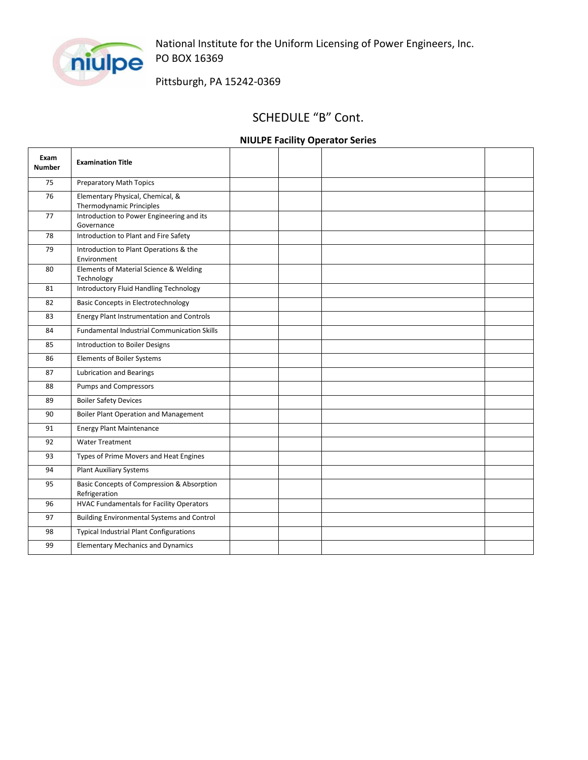National Institute for the Uniform Licensing of Power Engineers, Inc.
PO BOX 16369

Pittsburgh, PA 15242-0369

## SCHEDULE “B” Cont.

### NIULPE Facility Operator Series

| Exam Number | Examination Title | | | | |
|---|---|---|---|---|---|
| 75 | Preparatory Math Topics | | | | |
| 76 | Elementary Physical, Chemical, & Thermodynamic Principles | | | | |
| 77 | Introduction to Power Engineering and its Governance | | | | |
| 78 | Introduction to Plant and Fire Safety | | | | |
| 79 | Introduction to Plant Operations & the Environment | | | | |
| 80 | Elements of Material Science & Welding Technology | | | | |
| 81 | Introductory Fluid Handling Technology | | | | |
| 82 | Basic Concepts in Electrotechnology | | | | |
| 83 | Energy Plant Instrumentation and Controls | | | | |
| 84 | Fundamental Industrial Communication Skills | | | | |
| 85 | Introduction to Boiler Designs | | | | |
| 86 | Elements of Boiler Systems | | | | |
| 87 | Lubrication and Bearings | | | | |
| 88 | Pumps and Compressors | | | | |
| 89 | Boiler Safety Devices | | | | |
| 90 | Boiler Plant Operation and Management | | | | |
| 91 | Energy Plant Maintenance | | | | |
| 92 | Water Treatment | | | | |
| 93 | Types of Prime Movers and Heat Engines | | | | |
| 94 | Plant Auxiliary Systems | | | | |
| 95 | Basic Concepts of Compression & Absorption Refrigeration | | | | |
| 96 | HVAC Fundamentals for Facility Operators | | | | |
| 97 | Building Environmental Systems and Control | | | | |
| 98 | Typical Industrial Plant Configurations | | | | |
| 99 | Elementary Mechanics and Dynamics | | | | |